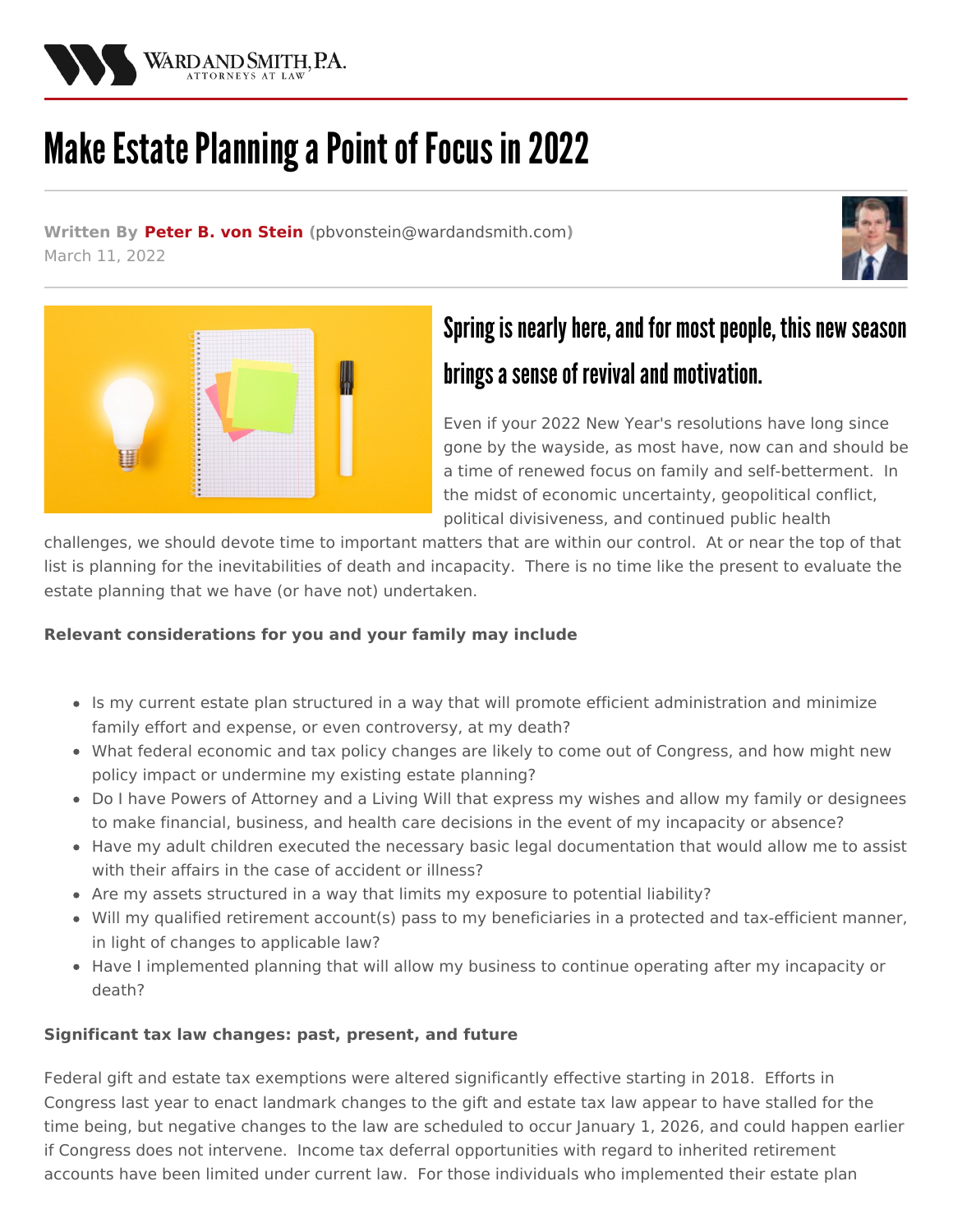# Make Estate Planning a Point of Focus in 2022

**Written By Peter B. von Stein** (pbvonstein@wardandsmith.com)
March 11, 2022

## Spring is nearly here, and for most people, this new season brings a sense of revival and motivation.

Even if your 2022 New Year's resolutions have long since gone by the wayside, as most have, now can and should be a time of renewed focus on family and self-betterment. In the midst of economic uncertainty, geopolitical conflict, political divisiveness, and continued public health challenges, we should devote time to important matters that are within our control. At or near the top of that list is planning for the inevitabilities of death and incapacity. There is no time like the present to evaluate the estate planning that we have (or have not) undertaken.

**Relevant considerations for you and your family may include**

- Is my current estate plan structured in a way that will promote efficient administration and minimize family effort and expense, or even controversy, at my death?
- What federal economic and tax policy changes are likely to come out of Congress, and how might new policy impact or undermine my existing estate planning?
- Do I have Powers of Attorney and a Living Will that express my wishes and allow my family or designees to make financial, business, and health care decisions in the event of my incapacity or absence?
- Have my adult children executed the necessary basic legal documentation that would allow me to assist with their affairs in the case of accident or illness?
- Are my assets structured in a way that limits my exposure to potential liability?
- Will my qualified retirement account(s) pass to my beneficiaries in a protected and tax-efficient manner, in light of changes to applicable law?
- Have I implemented planning that will allow my business to continue operating after my incapacity or death?

**Significant tax law changes: past, present, and future**

Federal gift and estate tax exemptions were altered significantly effective starting in 2018. Efforts in Congress last year to enact landmark changes to the gift and estate tax law appear to have stalled for the time being, but negative changes to the law are scheduled to occur January 1, 2026, and could happen earlier if Congress does not intervene. Income tax deferral opportunities with regard to inherited retirement accounts have been limited under current law. For those individuals who implemented their estate plan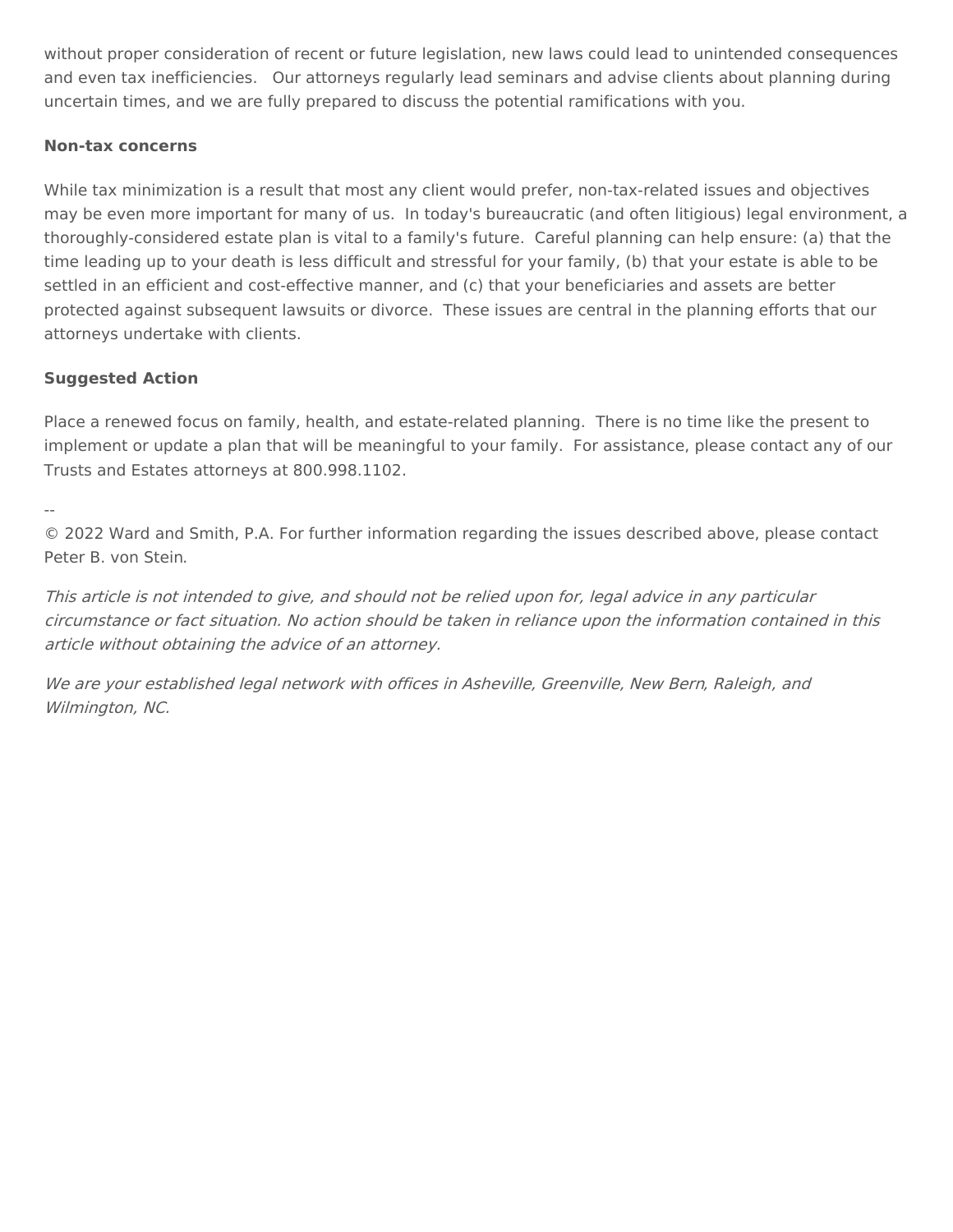without proper consideration of recent or future legislation, new laws could lead to unintended consequences and even tax inefficiencies.   Our attorneys regularly lead seminars and advise clients about planning during uncertain times, and we are fully prepared to discuss the potential ramifications with you.

**Non-tax concerns**

While tax minimization is a result that most any client would prefer, non-tax-related issues and objectives may be even more important for many of us.  In today's bureaucratic (and often litigious) legal environment, a thoroughly-considered estate plan is vital to a family's future.  Careful planning can help ensure: (a) that the time leading up to your death is less difficult and stressful for your family, (b) that your estate is able to be settled in an efficient and cost-effective manner, and (c) that your beneficiaries and assets are better protected against subsequent lawsuits or divorce.  These issues are central in the planning efforts that our attorneys undertake with clients.

**Suggested Action**

Place a renewed focus on family, health, and estate-related planning.  There is no time like the present to implement or update a plan that will be meaningful to your family.  For assistance, please contact any of our Trusts and Estates attorneys at 800.998.1102.

--
© 2022 Ward and Smith, P.A. For further information regarding the issues described above, please contact Peter B. von Stein.

*This article is not intended to give, and should not be relied upon for, legal advice in any particular circumstance or fact situation. No action should be taken in reliance upon the information contained in this article without obtaining the advice of an attorney.*

*We are your established legal network with offices in Asheville, Greenville, New Bern, Raleigh, and Wilmington, NC.*